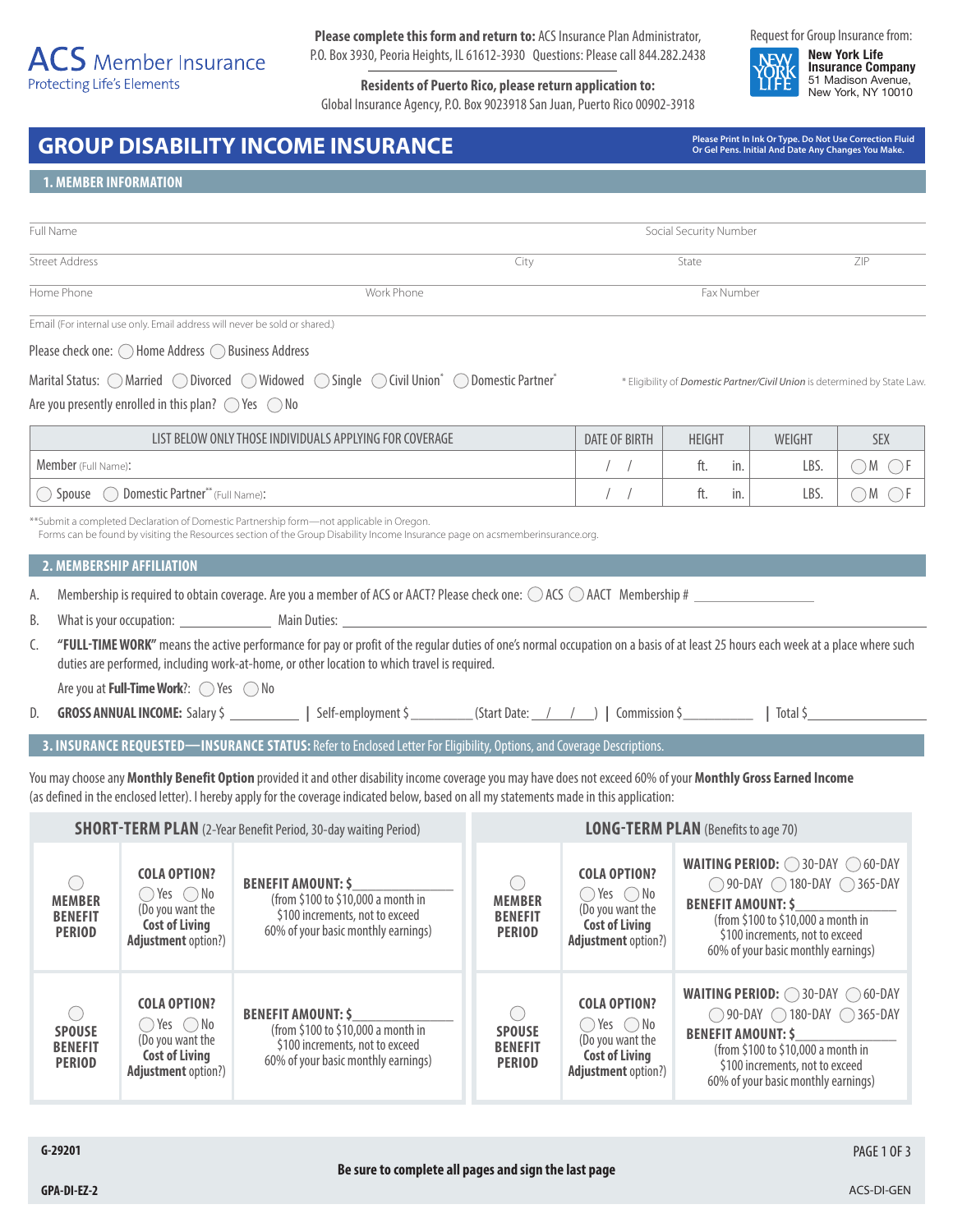ACS Member Insurance
Protecting Life's Elements

**Please complete this form and return to:** ACS Insurance Plan Administrator, P.O. Box 3930, Peoria Heights, IL 61612-3930 Questions: Please call 844.282.2438

**Residents of Puerto Rico, please return application to:**
Global Insurance Agency, P.O. Box 9023918 San Juan, Puerto Rico 00902-3918

Request for Group Insurance from:
**New York Life Insurance Company**
51 Madison Avenue, New York, NY 10010

# GROUP DISABILITY INCOME INSURANCE

**Please Print In Ink Or Type. Do Not Use Correction Fluid Or Gel Pens. Initial And Date Any Changes You Make.**

## 1. MEMBER INFORMATION

Full Name | Social Security Number

Street Address | City | State | ZIP

Home Phone | Work Phone | Fax Number

Email (For internal use only. Email address will never be sold or shared.)

Please check one: ◯ Home Address ◯ Business Address

Marital Status: ◯ Married ◯ Divorced ◯ Widowed ◯ Single ◯ Civil Union* ◯ Domestic Partner*

\* Eligibility of *Domestic Partner/Civil Union* is determined by State Law.

Are you presently enrolled in this plan? ◯ Yes ◯ No

| LIST BELOW ONLY THOSE INDIVIDUALS APPLYING FOR COVERAGE | DATE OF BIRTH | HEIGHT | WEIGHT | SEX |
|---|---|---|---|---|
| Member (Full Name): | / / | ft. in. | LBS. | ◯M ◯F |
| ◯ Spouse ◯ Domestic Partner** (Full Name): | / / | ft. in. | LBS. | ◯M ◯F |

**Submit a completed Declaration of Domestic Partnership form—not applicable in Oregon.
Forms can be found by visiting the Resources section of the Group Disability Income Insurance page on acsmemberinsurance.org.

## 2. MEMBERSHIP AFFILIATION

A. Membership is required to obtain coverage. Are you a member of ACS or AACT? Please check one: ◯ ACS ◯ AACT Membership # ____________

B. What is your occupation: ____________ Main Duties: ____________

C. **"FULL-TIME WORK"** means the active performance for pay or profit of the regular duties of one's normal occupation on a basis of at least 25 hours each week at a place where such duties are performed, including work-at-home, or other location to which travel is required.

Are you at **Full-Time Work**?: ◯ Yes ◯ No

D. **GROSS ANNUAL INCOME:** Salary $ ________ | Self-employment $ ________ (Start Date: __/__/__) | Commission $ ________ | Total $ ________

## 3. INSURANCE REQUESTED—INSURANCE STATUS: Refer to Enclosed Letter For Eligibility, Options, and Coverage Descriptions.

You may choose any **Monthly Benefit Option** provided it and other disability income coverage you may have does not exceed 60% of your **Monthly Gross Earned Income** (as defined in the enclosed letter). I hereby apply for the coverage indicated below, based on all my statements made in this application:

| **SHORT-TERM PLAN** (2-Year Benefit Period, 30-day waiting Period) | | | **LONG-TERM PLAN** (Benefits to age 70) | | |
|---|---|---|---|---|---|
| ◯ **MEMBER BENEFIT PERIOD** | **COLA OPTION?** ◯ Yes ◯ No (Do you want the **Cost of Living Adjustment** option?) | **BENEFIT AMOUNT: $** ________ (from $100 to $10,000 a month in $100 increments, not to exceed 60% of your basic monthly earnings) | ◯ **MEMBER BENEFIT PERIOD** | **COLA OPTION?** ◯ Yes ◯ No (Do you want the **Cost of Living Adjustment** option?) | **WAITING PERIOD:** ◯ 30-DAY ◯ 60-DAY ◯ 90-DAY ◯ 180-DAY ◯ 365-DAY **BENEFIT AMOUNT: $** ________ (from $100 to $10,000 a month in $100 increments, not to exceed 60% of your basic monthly earnings) |
| ◯ **SPOUSE BENEFIT PERIOD** | **COLA OPTION?** ◯ Yes ◯ No (Do you want the **Cost of Living Adjustment** option?) | **BENEFIT AMOUNT: $** ________ (from $100 to $10,000 a month in $100 increments, not to exceed 60% of your basic monthly earnings) | ◯ **SPOUSE BENEFIT PERIOD** | **COLA OPTION?** ◯ Yes ◯ No (Do you want the **Cost of Living Adjustment** option?) | **WAITING PERIOD:** ◯ 30-DAY ◯ 60-DAY ◯ 90-DAY ◯ 180-DAY ◯ 365-DAY **BENEFIT AMOUNT: $** ________ (from $100 to $10,000 a month in $100 increments, not to exceed 60% of your basic monthly earnings) |

G-29201
GPA-DI-EZ-2

**Be sure to complete all pages and sign the last page**

ACS-DI-GEN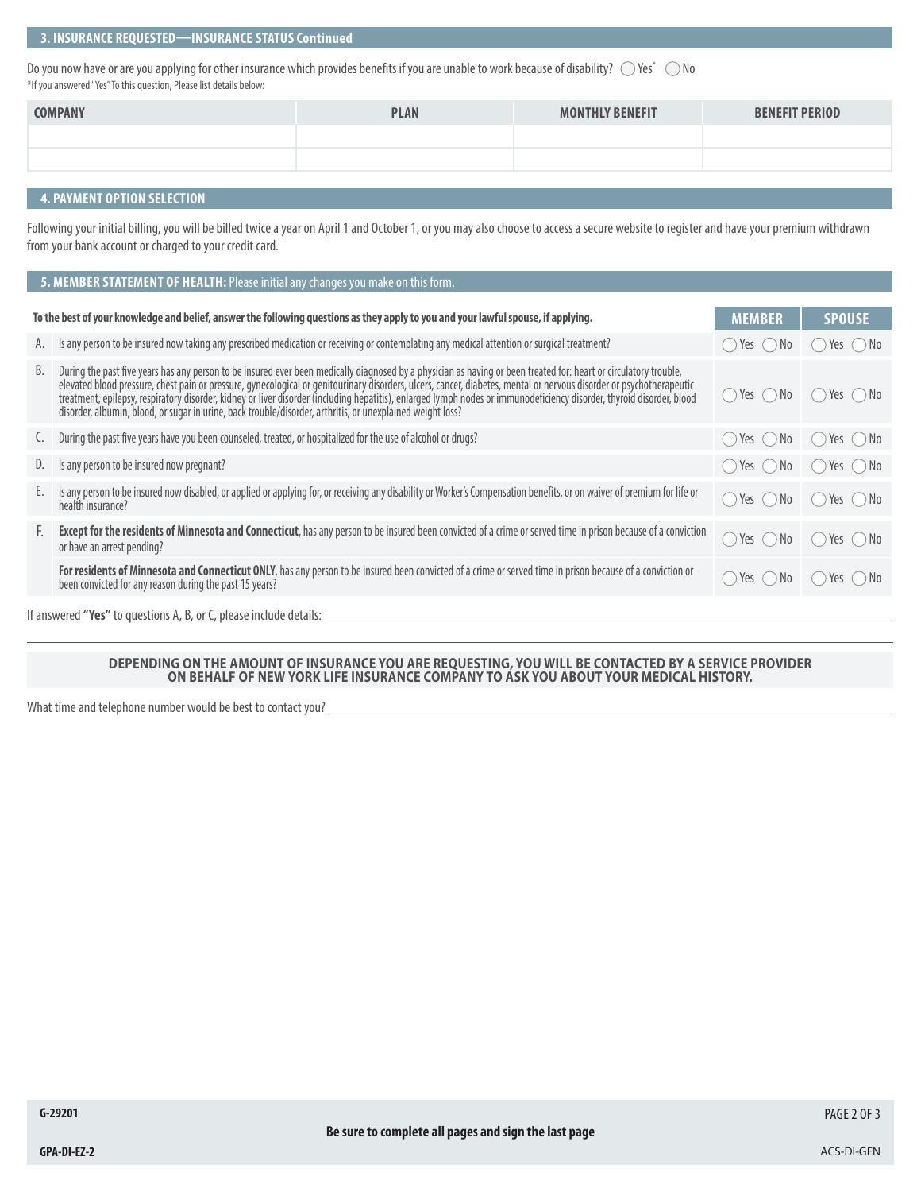## 3. INSURANCE REQUESTED—INSURANCE STATUS Continued

Do you now have or are you applying for other insurance which provides benefits if you are unable to work because of disability? ◯ Yes* ◯ No

*If you answered "Yes" To this question, Please list details below:

| COMPANY | PLAN | MONTHLY BENEFIT | BENEFIT PERIOD |
|---|---|---|---|
| | | | |
| | | | |

## 4. PAYMENT OPTION SELECTION

Following your initial billing, you will be billed twice a year on April 1 and October 1, or you may also choose to access a secure website to register and have your premium withdrawn from your bank account or charged to your credit card.

## 5. MEMBER STATEMENT OF HEALTH: Please initial any changes you make on this form.

| | To the best of your knowledge and belief, answer the following questions as they apply to you and your lawful spouse, if applying. | MEMBER | SPOUSE |
|---|---|---|---|
| A. | Is any person to be insured now taking any prescribed medication or receiving or contemplating any medical attention or surgical treatment? | ◯ Yes ◯ No | ◯ Yes ◯ No |
| B. | During the past five years has any person to be insured ever been medically diagnosed by a physician as having or been treated for: heart or circulatory trouble, elevated blood pressure, chest pain or pressure, gynecological or genitourinary disorders, ulcers, cancer, diabetes, mental or nervous disorder or psychotherapeutic treatment, epilepsy, respiratory disorder, kidney or liver disorder (including hepatitis), enlarged lymph nodes or immunodeficiency disorder, thyroid disorder, blood disorder, albumin, blood, or sugar in urine, back trouble/disorder, arthritis, or unexplained weight loss? | ◯ Yes ◯ No | ◯ Yes ◯ No |
| C. | During the past five years have you been counseled, treated, or hospitalized for the use of alcohol or drugs? | ◯ Yes ◯ No | ◯ Yes ◯ No |
| D. | Is any person to be insured now pregnant? | ◯ Yes ◯ No | ◯ Yes ◯ No |
| E. | Is any person to be insured now disabled, or applied or applying for, or receiving any disability or Worker's Compensation benefits, or on waiver of premium for life or health insurance? | ◯ Yes ◯ No | ◯ Yes ◯ No |
| F. | **Except for the residents of Minnesota and Connecticut**, has any person to be insured been convicted of a crime or served time in prison because of a conviction or have an arrest pending? | ◯ Yes ◯ No | ◯ Yes ◯ No |
| | **For residents of Minnesota and Connecticut ONLY**, has any person to be insured been convicted of a crime or served time in prison because of a conviction or been convicted for any reason during the past 15 years? | ◯ Yes ◯ No | ◯ Yes ◯ No |

If answered **"Yes"** to questions A, B, or C, please include details: ______________________________

______________________________

**DEPENDING ON THE AMOUNT OF INSURANCE YOU ARE REQUESTING, YOU WILL BE CONTACTED BY A SERVICE PROVIDER ON BEHALF OF NEW YORK LIFE INSURANCE COMPANY TO ASK YOU ABOUT YOUR MEDICAL HISTORY.**

What time and telephone number would be best to contact you? ______________________________

G-29201

**Be sure to complete all pages and sign the last page**

GPA-DI-EZ-2

ACS-DI-GEN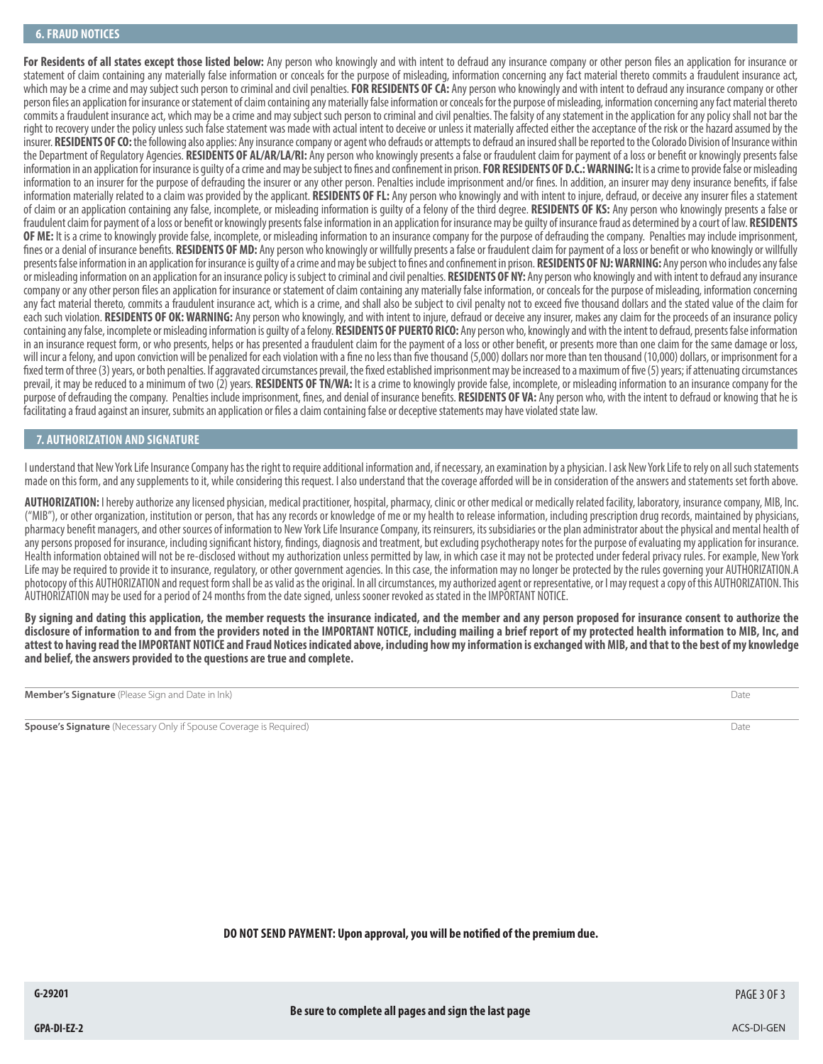## 6. FRAUD NOTICES

**For Residents of all states except those listed below:** Any person who knowingly and with intent to defraud any insurance company or other person files an application for insurance or statement of claim containing any materially false information or conceals for the purpose of misleading, information concerning any fact material thereto commits a fraudulent insurance act, which may be a crime and may subject such person to criminal and civil penalties. **FOR RESIDENTS OF CA:** Any person who knowingly and with intent to defraud any insurance company or other person files an application for insurance or statement of claim containing any materially false information or conceals for the purpose of misleading, information concerning any fact material thereto commits a fraudulent insurance act, which may be a crime and may subject such person to criminal and civil penalties. The falsity of any statement in the application for any policy shall not bar the right to recovery under the policy unless such false statement was made with actual intent to deceive or unless it materially affected either the acceptance of the risk or the hazard assumed by the insurer. **RESIDENTS OF CO:** the following also applies: Any insurance company or agent who defrauds or attempts to defraud an insured shall be reported to the Colorado Division of Insurance within the Department of Regulatory Agencies. **RESIDENTS OF AL/AR/LA/RI:** Any person who knowingly presents a false or fraudulent claim for payment of a loss or benefit or knowingly presents false information in an application for insurance is guilty of a crime and may be subject to fines and confinement in prison. **FOR RESIDENTS OF D.C.: WARNING:** It is a crime to provide false or misleading information to an insurer for the purpose of defrauding the insurer or any other person. Penalties include imprisonment and/or fines. In addition, an insurer may deny insurance benefits, if false information materially related to a claim was provided by the applicant. **RESIDENTS OF FL:** Any person who knowingly and with intent to injure, defraud, or deceive any insurer files a statement of claim or an application containing any false, incomplete, or misleading information is guilty of a felony of the third degree. **RESIDENTS OF KS:** Any person who knowingly presents a false or fraudulent claim for payment of a loss or benefit or knowingly presents false information in an application for insurance may be guilty of insurance fraud as determined by a court of law. **RESIDENTS OF ME:** It is a crime to knowingly provide false, incomplete, or misleading information to an insurance company for the purpose of defrauding the company. Penalties may include imprisonment, fines or a denial of insurance benefits. **RESIDENTS OF MD:** Any person who knowingly or willfully presents a false or fraudulent claim for payment of a loss or benefit or who knowingly or willfully presents false information in an application for insurance is guilty of a crime and may be subject to fines and confinement in prison. **RESIDENTS OF NJ: WARNING:** Any person who includes any false or misleading information on an application for an insurance policy is subject to criminal and civil penalties. **RESIDENTS OF NY:** Any person who knowingly and with intent to defraud any insurance company or any other person files an application for insurance or statement of claim containing any materially false information, or conceals for the purpose of misleading, information concerning any fact material thereto, commits a fraudulent insurance act, which is a crime, and shall also be subject to civil penalty not to exceed five thousand dollars and the stated value of the claim for each such violation. **RESIDENTS OF OK: WARNING:** Any person who knowingly, and with intent to injure, defraud or deceive any insurer, makes any claim for the proceeds of an insurance policy containing any false, incomplete or misleading information is guilty of a felony. **RESIDENTS OF PUERTO RICO:** Any person who, knowingly and with the intent to defraud, presents false information in an insurance request form, or who presents, helps or has presented a fraudulent claim for the payment of a loss or other benefit, or presents more than one claim for the same damage or loss, will incur a felony, and upon conviction will be penalized for each violation with a fine no less than five thousand (5,000) dollars nor more than ten thousand (10,000) dollars, or imprisonment for a fixed term of three (3) years, or both penalties. If aggravated circumstances prevail, the fixed established imprisonment may be increased to a maximum of five (5) years; if attenuating circumstances prevail, it may be reduced to a minimum of two (2) years. **RESIDENTS OF TN/WA:** It is a crime to knowingly provide false, incomplete, or misleading information to an insurance company for the purpose of defrauding the company. Penalties include imprisonment, fines, and denial of insurance benefits. **RESIDENTS OF VA:** Any person who, with the intent to defraud or knowing that he is facilitating a fraud against an insurer, submits an application or files a claim containing false or deceptive statements may have violated state law.

## 7. AUTHORIZATION AND SIGNATURE

I understand that New York Life Insurance Company has the right to require additional information and, if necessary, an examination by a physician. I ask New York Life to rely on all such statements made on this form, and any supplements to it, while considering this request. I also understand that the coverage afforded will be in consideration of the answers and statements set forth above.

**AUTHORIZATION:** I hereby authorize any licensed physician, medical practitioner, hospital, pharmacy, clinic or other medical or medically related facility, laboratory, insurance company, MIB, Inc. ("MIB"), or other organization, institution or person, that has any records or knowledge of me or my health to release information, including prescription drug records, maintained by physicians, pharmacy benefit managers, and other sources of information to New York Life Insurance Company, its reinsurers, its subsidiaries or the plan administrator about the physical and mental health of any persons proposed for insurance, including significant history, findings, diagnosis and treatment, but excluding psychotherapy notes for the purpose of evaluating my application for insurance. Health information obtained will not be re-disclosed without my authorization unless permitted by law, in which case it may not be protected under federal privacy rules. For example, New York Life may be required to provide it to insurance, regulatory, or other government agencies. In this case, the information may no longer be protected by the rules governing your AUTHORIZATION.A photocopy of this AUTHORIZATION and request form shall be as valid as the original. In all circumstances, my authorized agent or representative, or I may request a copy of this AUTHORIZATION. This AUTHORIZATION may be used for a period of 24 months from the date signed, unless sooner revoked as stated in the IMPORTANT NOTICE.

**By signing and dating this application, the member requests the insurance indicated, and the member and any person proposed for insurance consent to authorize the disclosure of information to and from the providers noted in the IMPORTANT NOTICE, including mailing a brief report of my protected health information to MIB, Inc, and attest to having read the IMPORTANT NOTICE and Fraud Notices indicated above, including how my information is exchanged with MIB, and that to the best of my knowledge and belief, the answers provided to the questions are true and complete.**

**Member's Signature** (Please Sign and Date in Ink) Date

**Spouse's Signature** (Necessary Only if Spouse Coverage is Required) Date

**DO NOT SEND PAYMENT: Upon approval, you will be notified of the premium due.**

**G-29201**

**Be sure to complete all pages and sign the last page**

**GPA-DI-EZ-2** ACS-DI-GEN